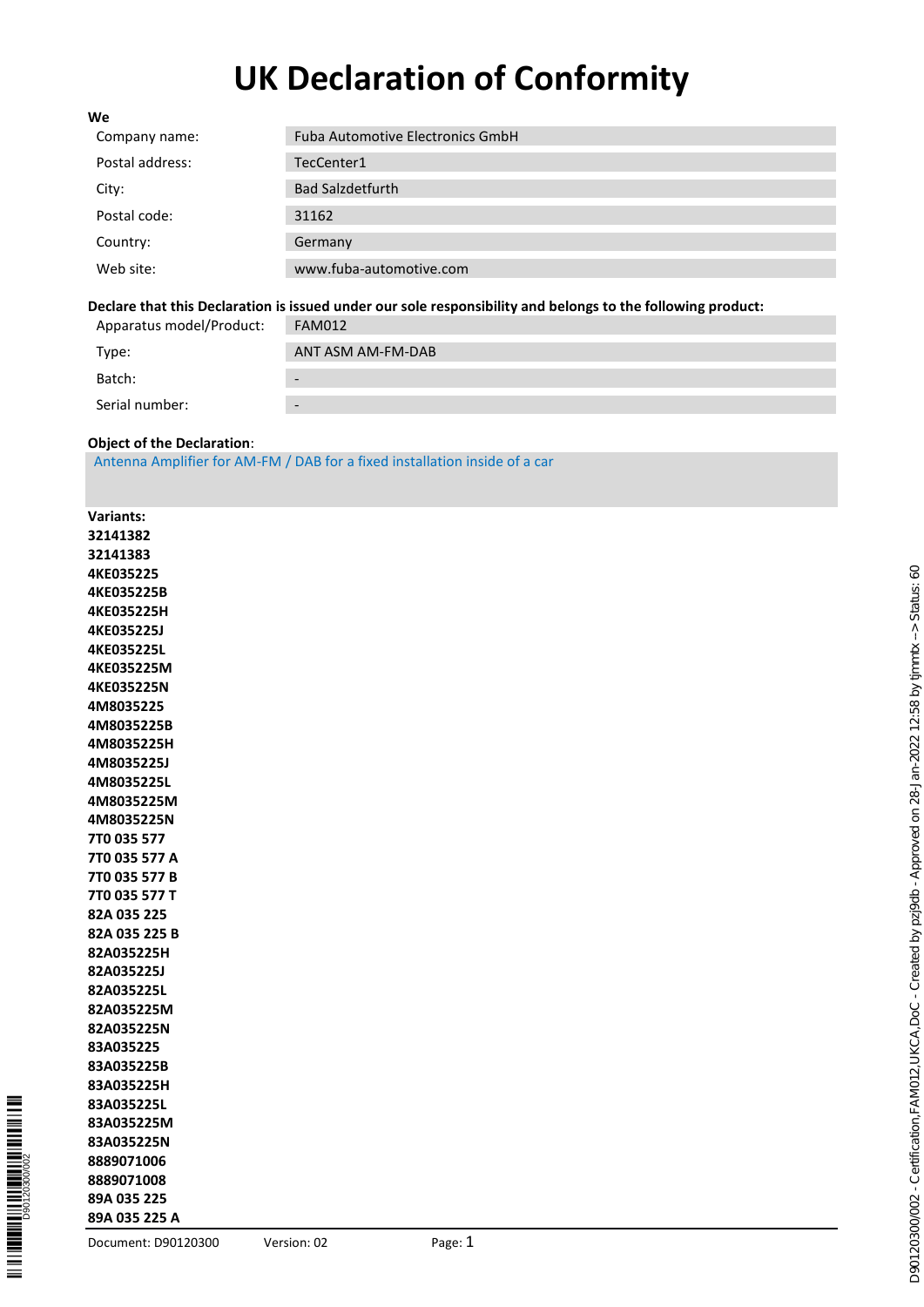# UK Declaration of Conformity

**We**

| | |
|---|---|
| Company name: | Fuba Automotive Electronics GmbH |
| Postal address: | TecCenter1 |
| City: | Bad Salzdetfurth |
| Postal code: | 31162 |
| Country: | Germany |
| Web site: | www.fuba-automotive.com |

**Declare that this Declaration is issued under our sole responsibility and belongs to the following product:**

| | |
|---|---|
| Apparatus model/Product: | FAM012 |
| Type: | ANT ASM AM-FM-DAB |
| Batch: | - |
| Serial number: | - |

**Object of the Declaration**:

Antenna Amplifier for AM-FM / DAB for a fixed installation inside of a car

**Variants:**

**32141382**
**32141383**
**4KE035225**
**4KE035225B**
**4KE035225H**
**4KE035225J**
**4KE035225L**
**4KE035225M**
**4KE035225N**
**4M8035225**
**4M8035225B**
**4M8035225H**
**4M8035225J**
**4M8035225L**
**4M8035225M**
**4M8035225N**
**7T0 035 577**
**7T0 035 577 A**
**7T0 035 577 B**
**7T0 035 577 T**
**82A 035 225**
**82A 035 225 B**
**82A035225H**
**82A035225J**
**82A035225L**
**82A035225M**
**82A035225N**
**83A035225**
**83A035225B**
**83A035225H**
**83A035225L**
**83A035225M**
**83A035225N**
**8889071006**
**8889071008**
**89A 035 225**
**89A 035 225 A**

Document: D90120300 Version: 02

D90120300/002 - Certification,FAM012,UKCA,DoC - Created by pzj9db - Approved on 28-Jan-2022 12:58 by tjmmtx --> Status: 60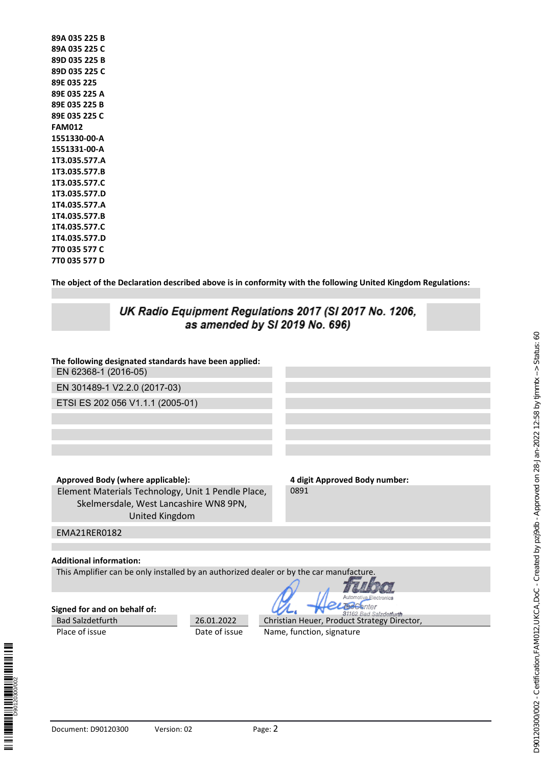**89A 035 225 B**
**89A 035 225 C**
**89D 035 225 B**
**89D 035 225 C**
**89E 035 225**
**89E 035 225 A**
**89E 035 225 B**
**89E 035 225 C**
**FAM012**
**1551330-00-A**
**1551331-00-A**
**1T3.035.577.A**
**1T3.035.577.B**
**1T3.035.577.C**
**1T3.035.577.D**
**1T4.035.577.A**
**1T4.035.577.B**
**1T4.035.577.C**
**1T4.035.577.D**
**7T0 035 577 C**
**7T0 035 577 D**

**The object of the Declaration described above is in conformity with the following United Kingdom Regulations:**

*UK Radio Equipment Regulations 2017 (SI 2017 No. 1206, as amended by SI 2019 No. 696)*

**The following designated standards have been applied:**

EN 62368-1 (2016-05)

EN 301489-1 V2.2.0 (2017-03)

ETSI ES 202 056 V1.1.1 (2005-01)

| **Approved Body (where applicable):** | **4 digit Approved Body number:** |
|---|---|
| Element Materials Technology, Unit 1 Pendle Place, Skelmersdale, West Lancashire WN8 9PN, United Kingdom | 0891 |

EMA21RER0182

**Additional information:**

This Amplifier can be only installed by an authorized dealer or by the car manufacture.

**Signed for and on behalf of:**

| Bad Salzdetfurth | 26.01.2022 | Christian Heuer, Product Strategy Director, |
|---|---|---|
| Place of issue | Date of issue | Name, function, signature |

fuba Automotive Electronics Testcenter 31162 Bad Salzdetfurth

Document: D90120300 Version: 02

D90120300/002 - Certification,FAM012,UKCA,DoC - Created by pzj9db - Approved on 28-Jan-2022 12:58 by tjmmtx --> Status: 60